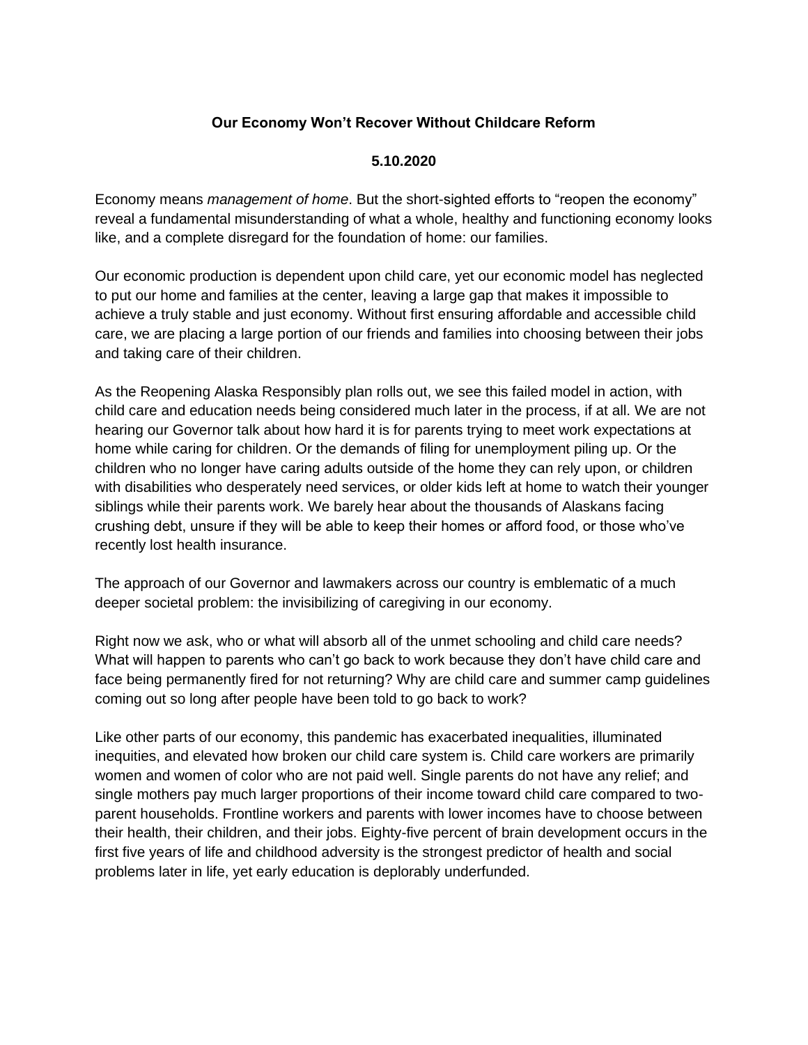# Our Economy Won't Recover Without Childcare Reform

**5.10.2020**

Economy means *management of home*. But the short-sighted efforts to "reopen the economy" reveal a fundamental misunderstanding of what a whole, healthy and functioning economy looks like, and a complete disregard for the foundation of home: our families.

Our economic production is dependent upon child care, yet our economic model has neglected to put our home and families at the center, leaving a large gap that makes it impossible to achieve a truly stable and just economy. Without first ensuring affordable and accessible child care, we are placing a large portion of our friends and families into choosing between their jobs and taking care of their children.

As the Reopening Alaska Responsibly plan rolls out, we see this failed model in action, with child care and education needs being considered much later in the process, if at all. We are not hearing our Governor talk about how hard it is for parents trying to meet work expectations at home while caring for children. Or the demands of filing for unemployment piling up. Or the children who no longer have caring adults outside of the home they can rely upon, or children with disabilities who desperately need services, or older kids left at home to watch their younger siblings while their parents work. We barely hear about the thousands of Alaskans facing crushing debt, unsure if they will be able to keep their homes or afford food, or those who've recently lost health insurance.

The approach of our Governor and lawmakers across our country is emblematic of a much deeper societal problem: the invisibilizing of caregiving in our economy.

Right now we ask, who or what will absorb all of the unmet schooling and child care needs? What will happen to parents who can't go back to work because they don't have child care and face being permanently fired for not returning? Why are child care and summer camp guidelines coming out so long after people have been told to go back to work?

Like other parts of our economy, this pandemic has exacerbated inequalities, illuminated inequities, and elevated how broken our child care system is. Child care workers are primarily women and women of color who are not paid well. Single parents do not have any relief; and single mothers pay much larger proportions of their income toward child care compared to two-parent households. Frontline workers and parents with lower incomes have to choose between their health, their children, and their jobs. Eighty-five percent of brain development occurs in the first five years of life and childhood adversity is the strongest predictor of health and social problems later in life, yet early education is deplorably underfunded.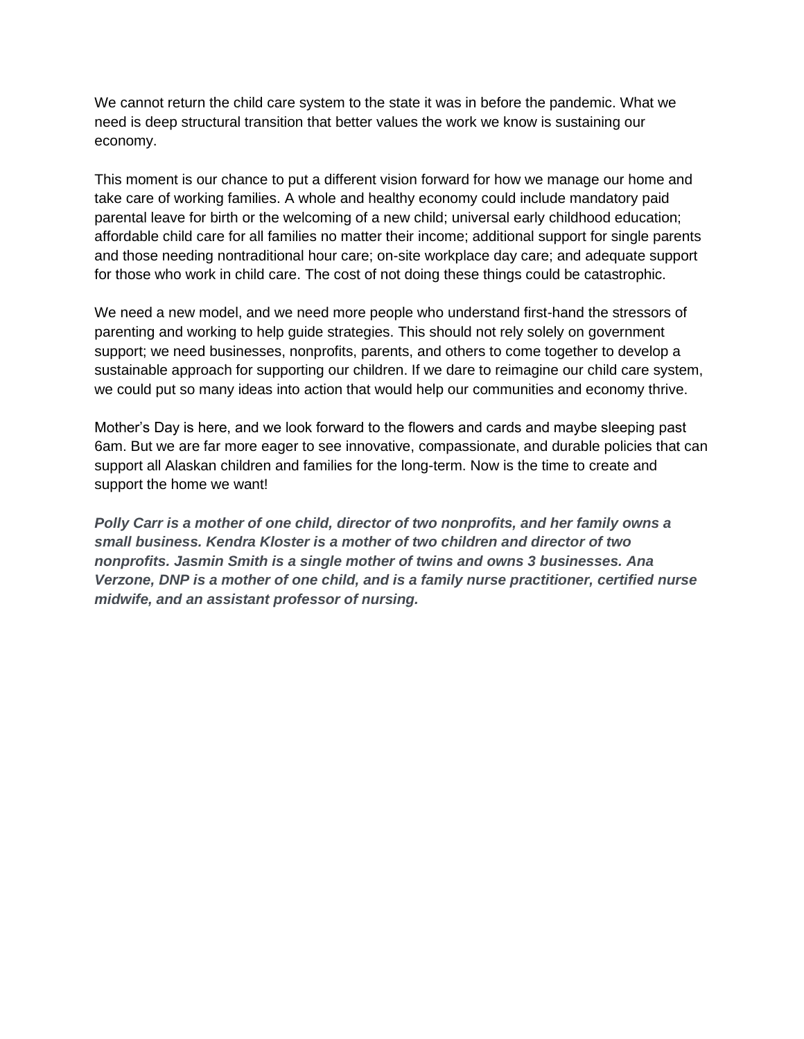We cannot return the child care system to the state it was in before the pandemic. What we need is deep structural transition that better values the work we know is sustaining our economy.

This moment is our chance to put a different vision forward for how we manage our home and take care of working families. A whole and healthy economy could include mandatory paid parental leave for birth or the welcoming of a new child; universal early childhood education; affordable child care for all families no matter their income; additional support for single parents and those needing nontraditional hour care; on-site workplace day care; and adequate support for those who work in child care. The cost of not doing these things could be catastrophic.

We need a new model, and we need more people who understand first-hand the stressors of parenting and working to help guide strategies. This should not rely solely on government support; we need businesses, nonprofits, parents, and others to come together to develop a sustainable approach for supporting our children. If we dare to reimagine our child care system, we could put so many ideas into action that would help our communities and economy thrive.

Mother's Day is here, and we look forward to the flowers and cards and maybe sleeping past 6am. But we are far more eager to see innovative, compassionate, and durable policies that can support all Alaskan children and families for the long-term. Now is the time to create and support the home we want!

***Polly Carr is a mother of one child, director of two nonprofits, and her family owns a small business. Kendra Kloster is a mother of two children and director of two nonprofits. Jasmin Smith is a single mother of twins and owns 3 businesses. Ana Verzone, DNP is a mother of one child, and is a family nurse practitioner, certified nurse midwife, and an assistant professor of nursing.***